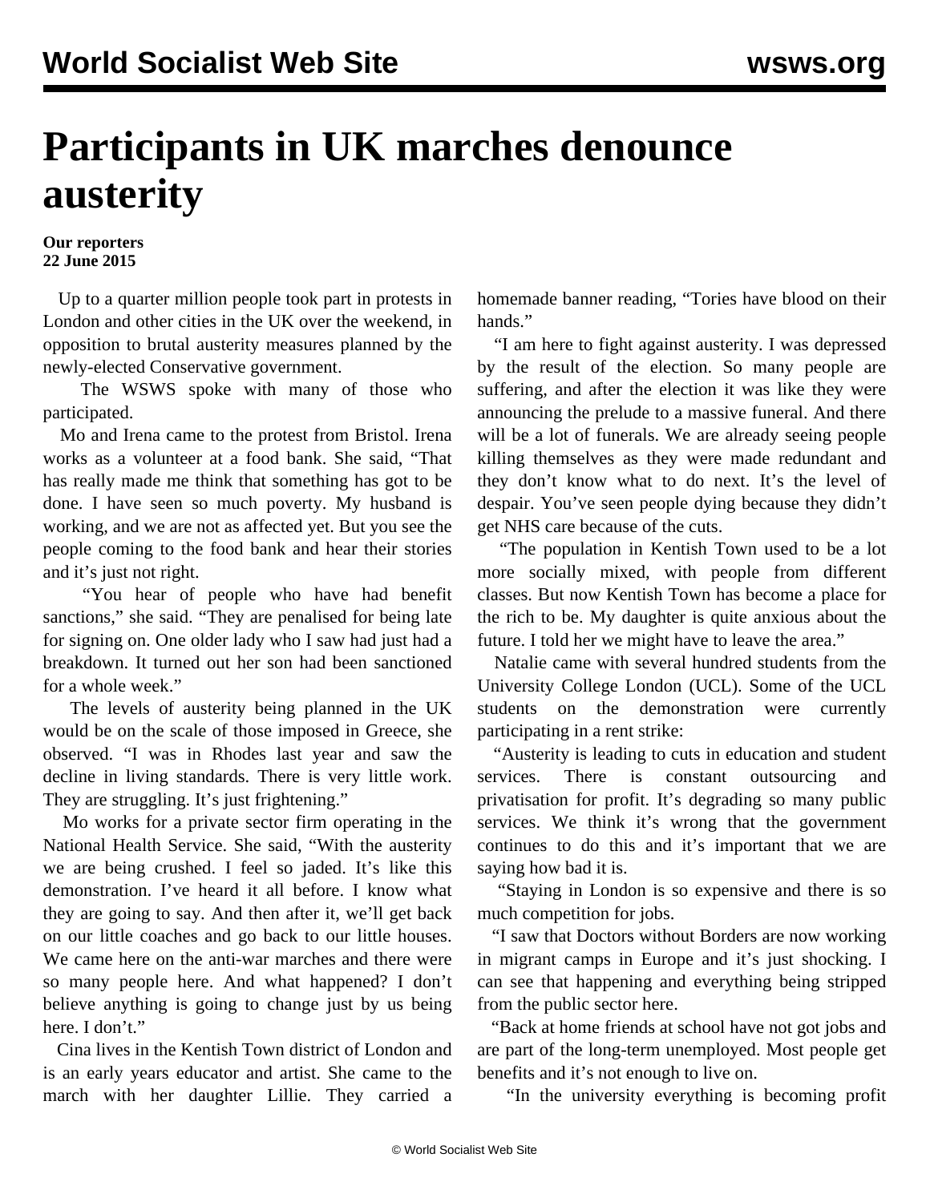# Participants in UK marches denounce austerity

**Our reporters**
**22 June 2015**

Up to a quarter million people took part in protests in London and other cities in the UK over the weekend, in opposition to brutal austerity measures planned by the newly-elected Conservative government.

The WSWS spoke with many of those who participated.

Mo and Irena came to the protest from Bristol. Irena works as a volunteer at a food bank. She said, "That has really made me think that something has got to be done. I have seen so much poverty. My husband is working, and we are not as affected yet. But you see the people coming to the food bank and hear their stories and it's just not right.

"You hear of people who have had benefit sanctions," she said. "They are penalised for being late for signing on. One older lady who I saw had just had a breakdown. It turned out her son had been sanctioned for a whole week."

The levels of austerity being planned in the UK would be on the scale of those imposed in Greece, she observed. "I was in Rhodes last year and saw the decline in living standards. There is very little work. They are struggling. It's just frightening."

Mo works for a private sector firm operating in the National Health Service. She said, "With the austerity we are being crushed. I feel so jaded. It's like this demonstration. I've heard it all before. I know what they are going to say. And then after it, we'll get back on our little coaches and go back to our little houses. We came here on the anti-war marches and there were so many people here. And what happened? I don't believe anything is going to change just by us being here. I don't."

Cina lives in the Kentish Town district of London and is an early years educator and artist. She came to the march with her daughter Lillie. They carried a homemade banner reading, "Tories have blood on their hands."

"I am here to fight against austerity. I was depressed by the result of the election. So many people are suffering, and after the election it was like they were announcing the prelude to a massive funeral. And there will be a lot of funerals. We are already seeing people killing themselves as they were made redundant and they don't know what to do next. It's the level of despair. You've seen people dying because they didn't get NHS care because of the cuts.

"The population in Kentish Town used to be a lot more socially mixed, with people from different classes. But now Kentish Town has become a place for the rich to be. My daughter is quite anxious about the future. I told her we might have to leave the area."

Natalie came with several hundred students from the University College London (UCL). Some of the UCL students on the demonstration were currently participating in a rent strike:

"Austerity is leading to cuts in education and student services. There is constant outsourcing and privatisation for profit. It's degrading so many public services. We think it's wrong that the government continues to do this and it's important that we are saying how bad it is.

"Staying in London is so expensive and there is so much competition for jobs.

"I saw that Doctors without Borders are now working in migrant camps in Europe and it's just shocking. I can see that happening and everything being stripped from the public sector here.

"Back at home friends at school have not got jobs and are part of the long-term unemployed. Most people get benefits and it's not enough to live on.

"In the university everything is becoming profit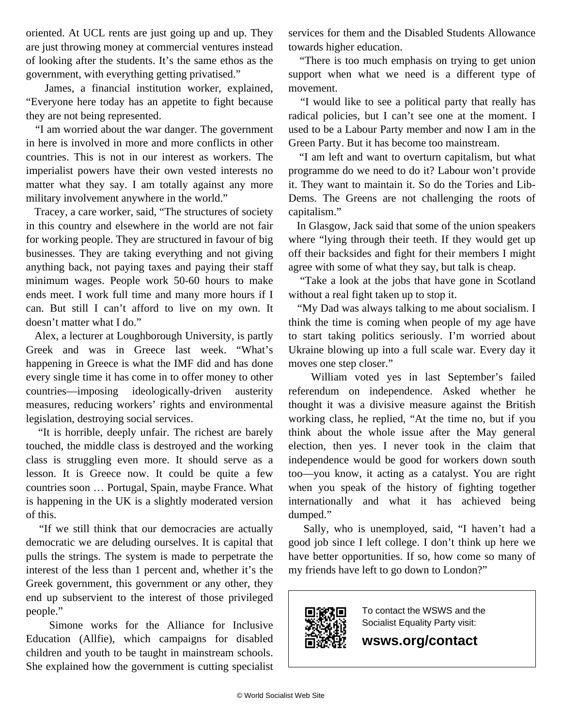oriented. At UCL rents are just going up and up. They are just throwing money at commercial ventures instead of looking after the students. It's the same ethos as the government, with everything getting privatised."

James, a financial institution worker, explained, "Everyone here today has an appetite to fight because they are not being represented.

"I am worried about the war danger. The government in here is involved in more and more conflicts in other countries. This is not in our interest as workers. The imperialist powers have their own vested interests no matter what they say. I am totally against any more military involvement anywhere in the world."

Tracey, a care worker, said, "The structures of society in this country and elsewhere in the world are not fair for working people. They are structured in favour of big businesses. They are taking everything and not giving anything back, not paying taxes and paying their staff minimum wages. People work 50-60 hours to make ends meet. I work full time and many more hours if I can. But still I can't afford to live on my own. It doesn't matter what I do."

Alex, a lecturer at Loughborough University, is partly Greek and was in Greece last week. "What's happening in Greece is what the IMF did and has done every single time it has come in to offer money to other countries—imposing ideologically-driven austerity measures, reducing workers' rights and environmental legislation, destroying social services.

"It is horrible, deeply unfair. The richest are barely touched, the middle class is destroyed and the working class is struggling even more. It should serve as a lesson. It is Greece now. It could be quite a few countries soon … Portugal, Spain, maybe France. What is happening in the UK is a slightly moderated version of this.

"If we still think that our democracies are actually democratic we are deluding ourselves. It is capital that pulls the strings. The system is made to perpetrate the interest of the less than 1 percent and, whether it's the Greek government, this government or any other, they end up subservient to the interest of those privileged people."

Simone works for the Alliance for Inclusive Education (Allfie), which campaigns for disabled children and youth to be taught in mainstream schools. She explained how the government is cutting specialist services for them and the Disabled Students Allowance towards higher education.

"There is too much emphasis on trying to get union support when what we need is a different type of movement.

"I would like to see a political party that really has radical policies, but I can't see one at the moment. I used to be a Labour Party member and now I am in the Green Party. But it has become too mainstream.

"I am left and want to overturn capitalism, but what programme do we need to do it? Labour won't provide it. They want to maintain it. So do the Tories and Lib-Dems. The Greens are not challenging the roots of capitalism."

In Glasgow, Jack said that some of the union speakers where "lying through their teeth. If they would get up off their backsides and fight for their members I might agree with some of what they say, but talk is cheap.

"Take a look at the jobs that have gone in Scotland without a real fight taken up to stop it.

"My Dad was always talking to me about socialism. I think the time is coming when people of my age have to start taking politics seriously. I'm worried about Ukraine blowing up into a full scale war. Every day it moves one step closer."

William voted yes in last September's failed referendum on independence. Asked whether he thought it was a divisive measure against the British working class, he replied, "At the time no, but if you think about the whole issue after the May general election, then yes. I never took in the claim that independence would be good for workers down south too—you know, it acting as a catalyst. You are right when you speak of the history of fighting together internationally and what it has achieved being dumped."

Sally, who is unemployed, said, "I haven't had a good job since I left college. I don't think up here we have better opportunities. If so, how come so many of my friends have left to go down to London?"

To contact the WSWS and the Socialist Equality Party visit:

**wsws.org/contact**